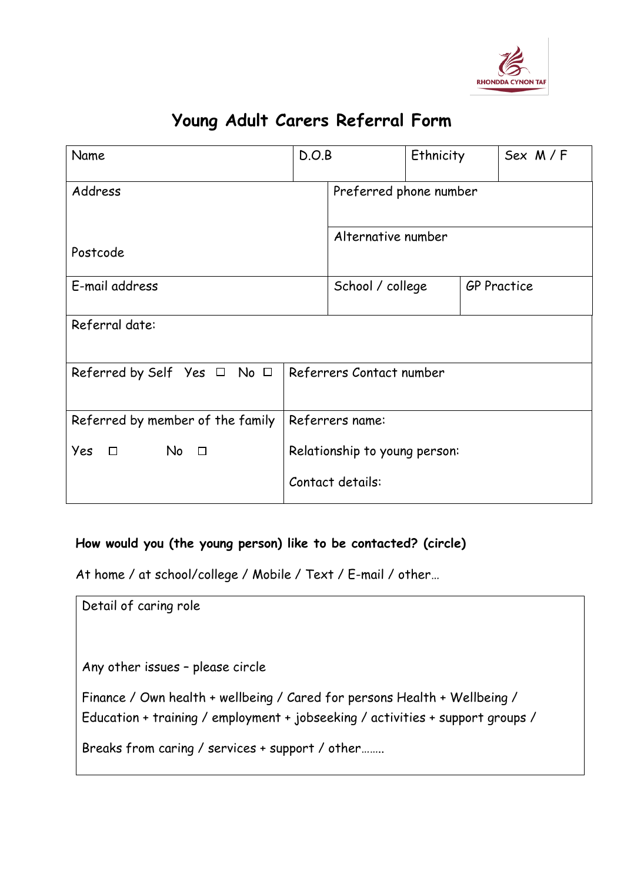# Young Adult Carers Referral Form

| Name | D.O.B | Ethnicity | Sex M / F |
|---|---|---|---|
| Address<br><br>Postcode | Preferred phone number<br><br>Alternative number | | |
| E-mail address | School / college | GP Practice | |
| Referral date: | | | |
| Referred by Self Yes ☐ No ☐ | Referrers Contact number | | |
| Referred by member of the family<br><br>Yes ☐ No ☐ | Referrers name:<br><br>Relationship to young person:<br><br>Contact details: | | |

**How would you (the young person) like to be contacted? (circle)**

At home / at school/college / Mobile / Text / E-mail / other…

| Detail of caring role<br><br><br>Any other issues – please circle<br><br>Finance / Own health + wellbeing / Cared for persons Health + Wellbeing / Education + training / employment + jobseeking / activities + support groups /<br><br>Breaks from caring / services + support / other…….. |
|---|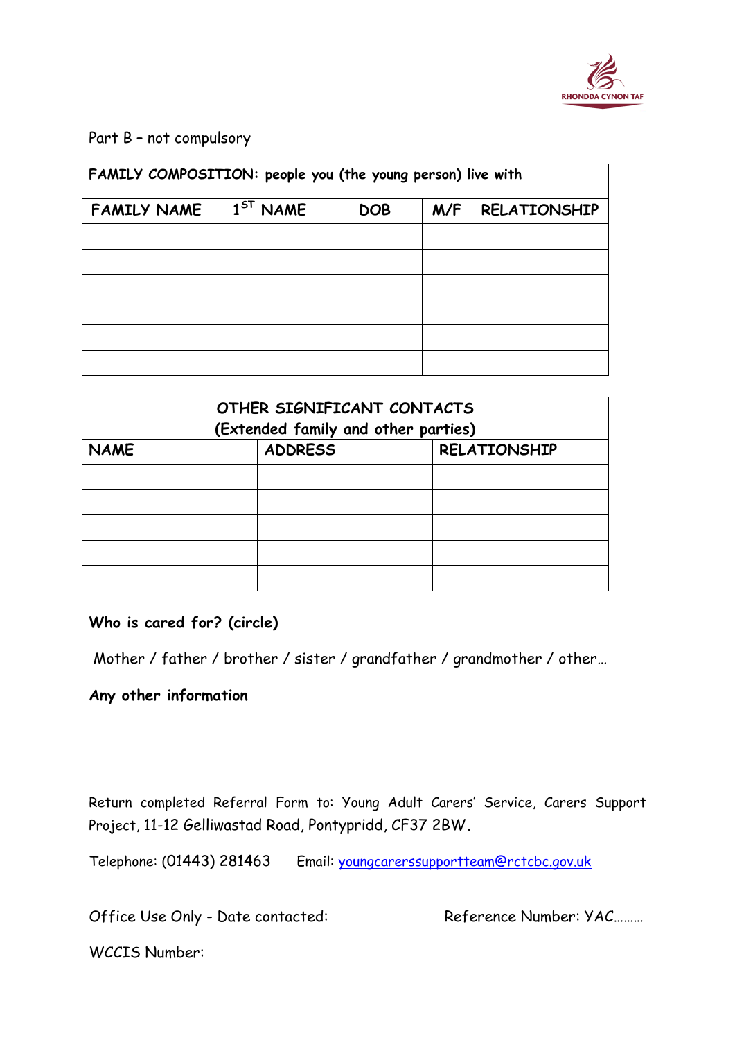Part B – not compulsory

| FAMILY COMPOSITION: people you (the young person) live with | | | | |
|---|---|---|---|---|
| FAMILY NAME | 1ST NAME | DOB | M/F | RELATIONSHIP |
| | | | | |
| | | | | |
| | | | | |
| | | | | |
| | | | | |
| | | | | |

| OTHER SIGNIFICANT CONTACTS (Extended family and other parties) | | |
|---|---|---|
| NAME | ADDRESS | RELATIONSHIP |
| | | |
| | | |
| | | |
| | | |
| | | |

**Who is cared for? (circle)**

Mother / father / brother / sister / grandfather / grandmother / other…

**Any other information**

Return completed Referral Form to: Young Adult Carers' Service, Carers Support Project, 11-12 Gelliwastad Road, Pontypridd, CF37 2BW.

Telephone: (01443) 281463 Email: youngcarerssupportteam@rctcbc.gov.uk

Office Use Only - Date contacted: Reference Number: YAC………

WCCIS Number: